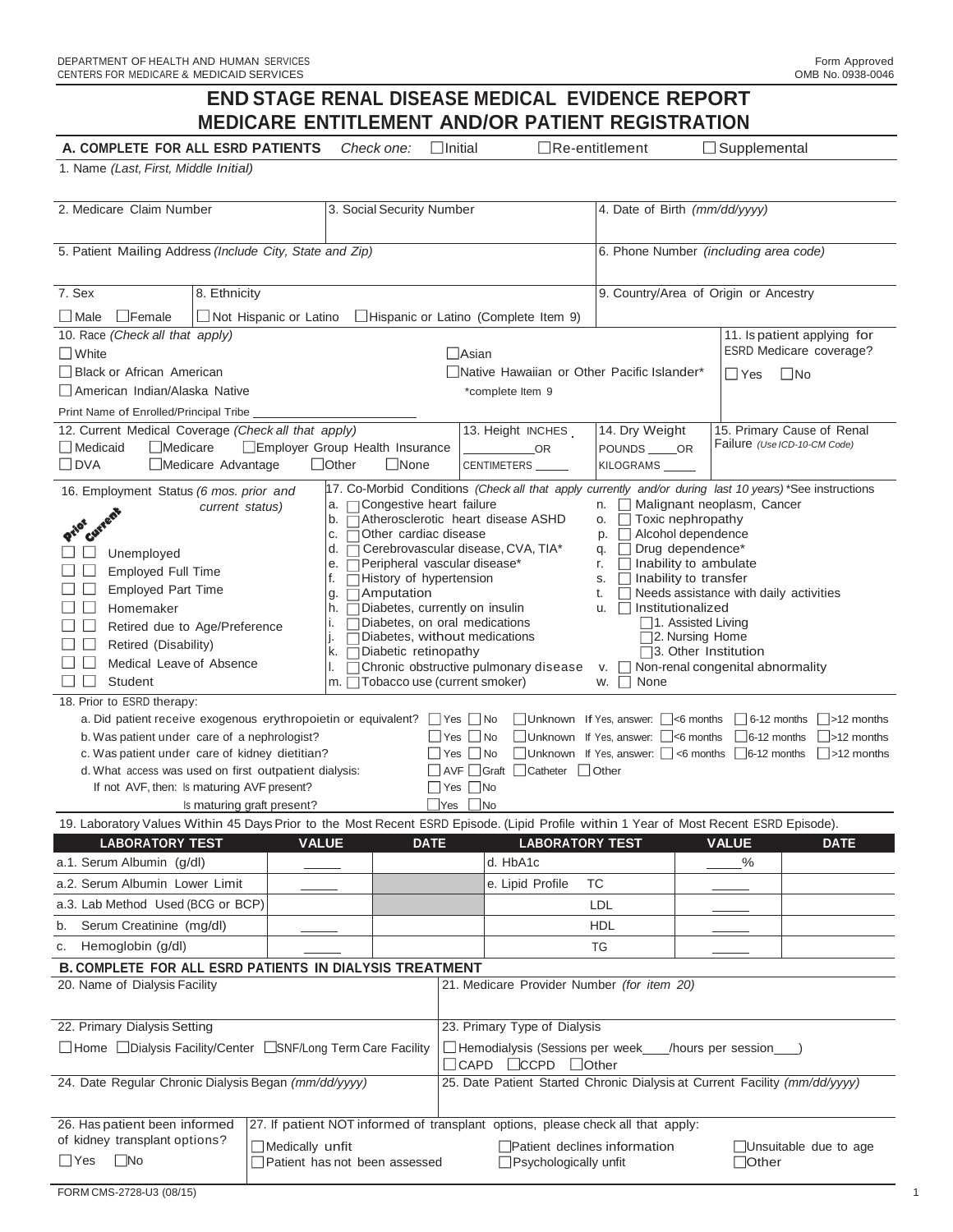DEPARTMENT OF HEALTH AND HUMAN SERVICES
CENTERS FOR MEDICARE & MEDICAID SERVICES

Form Approved
OMB No. 0938-0046

# END STAGE RENAL DISEASE MEDICAL EVIDENCE REPORT MEDICARE ENTITLEMENT AND/OR PATIENT REGISTRATION

## A. COMPLETE FOR ALL ESRD PATIENTS

*Check one:* ☐ Initial ☐ Re-entitlement ☐ Supplemental

1. Name *(Last, First, Middle Initial)*

2. Medicare Claim Number

3. Social Security Number

4. Date of Birth *(mm/dd/yyyy)*

5. Patient Mailing Address *(Include City, State and Zip)*

6. Phone Number *(including area code)*

7. Sex
☐ Male ☐ Female

8. Ethnicity
☐ Not Hispanic or Latino ☐ Hispanic or Latino (Complete Item 9)

9. Country/Area of Origin or Ancestry

10. Race *(Check all that apply)*
☐ White
☐ Black or African American
☐ American Indian/Alaska Native
☐ Asian
☐ Native Hawaiian or Other Pacific Islander*
*complete Item 9

Print Name of Enrolled/Principal Tribe ______________________

11. Is patient applying for ESRD Medicare coverage?
☐ Yes ☐ No

12. Current Medical Coverage *(Check all that apply)*
☐ Medicaid ☐ Medicare ☐ Employer Group Health Insurance
☐ DVA ☐ Medicare Advantage ☐ Other ☐ None

13. Height INCHES ________ OR CENTIMETERS _____

14. Dry Weight POUNDS _____ OR KILOGRAMS _____

15. Primary Cause of Renal Failure *(Use ICD-10-CM Code)*

16. Employment Status *(6 mos. prior and current status)*

| Prior | Current | |
|---|---|---|
| ☐ | ☐ | Unemployed |
| ☐ | ☐ | Employed Full Time |
| ☐ | ☐ | Employed Part Time |
| ☐ | ☐ | Homemaker |
| ☐ | ☐ | Retired due to Age/Preference |
| ☐ | ☐ | Retired (Disability) |
| ☐ | ☐ | Medical Leave of Absence |
| ☐ | ☐ | Student |

17. Co-Morbid Conditions *(Check all that apply currently and/or during last 10 years)* *See instructions

a. ☐ Congestive heart failure
b. ☐ Atherosclerotic heart disease ASHD
c. ☐ Other cardiac disease
d. ☐ Cerebrovascular disease, CVA, TIA*
e. ☐ Peripheral vascular disease*
f. ☐ History of hypertension
g. ☐ Amputation
h. ☐ Diabetes, currently on insulin
i. ☐ Diabetes, on oral medications
j. ☐ Diabetes, without medications
k. ☐ Diabetic retinopathy
l. ☐ Chronic obstructive pulmonary disease
m. ☐ Tobacco use (current smoker)
n. ☐ Malignant neoplasm, Cancer
o. ☐ Toxic nephropathy
p. ☐ Alcohol dependence
q. ☐ Drug dependence*
r. ☐ Inability to ambulate
s. ☐ Inability to transfer
t. ☐ Needs assistance with daily activities
u. ☐ Institutionalized
  ☐ 1. Assisted Living
  ☐ 2. Nursing Home
  ☐ 3. Other Institution
v. ☐ Non-renal congenital abnormality
w. ☐ None

18. Prior to ESRD therapy:

a. Did patient receive exogenous erythropoietin or equivalent? ☐ Yes ☐ No ☐ Unknown If Yes, answer: ☐ <6 months ☐ 6-12 months ☐ >12 months
b. Was patient under care of a nephrologist? ☐ Yes ☐ No ☐ Unknown If Yes, answer: ☐ <6 months ☐ 6-12 months ☐ >12 months
c. Was patient under care of kidney dietitian? ☐ Yes ☐ No ☐ Unknown If Yes, answer: ☐ <6 months ☐ 6-12 months ☐ >12 months
d. What access was used on first outpatient dialysis: ☐ AVF ☐ Graft ☐ Catheter ☐ Other
  If not AVF, then: Is maturing AVF present? ☐ Yes ☐ No
  Is maturing graft present? ☐ Yes ☐ No

19. Laboratory Values Within 45 Days Prior to the Most Recent ESRD Episode. (Lipid Profile within 1 Year of Most Recent ESRD Episode).

| LABORATORY TEST | VALUE | DATE | LABORATORY TEST | | VALUE | DATE |
|---|---|---|---|---|---|---|
| a.1. Serum Albumin (g/dl) | _____ | | d. HbA1c | | _____% | |
| a.2. Serum Albumin Lower Limit | _____ | | e. Lipid Profile | TC | _____ | |
| a.3. Lab Method Used (BCG or BCP) | | | | LDL | _____ | |
| b. Serum Creatinine (mg/dl) | _____ | | | HDL | _____ | |
| c. Hemoglobin (g/dl) | _____ | | | TG | _____ | |

## B. COMPLETE FOR ALL ESRD PATIENTS IN DIALYSIS TREATMENT

20. Name of Dialysis Facility

21. Medicare Provider Number *(for item 20)*

22. Primary Dialysis Setting
☐ Home ☐ Dialysis Facility/Center ☐ SNF/Long Term Care Facility

23. Primary Type of Dialysis
☐ Hemodialysis (Sessions per week____/hours per session____)
☐ CAPD ☐ CCPD ☐ Other

24. Date Regular Chronic Dialysis Began *(mm/dd/yyyy)*

25. Date Patient Started Chronic Dialysis at Current Facility *(mm/dd/yyyy)*

26. Has patient been informed of kidney transplant options?
☐ Yes ☐ No

27. If patient NOT informed of transplant options, please check all that apply:
☐ Medically unfit
☐ Patient has not been assessed
☐ Patient declines information
☐ Psychologically unfit
☐ Unsuitable due to age
☐ Other

FORM CMS-2728-U3 (08/15)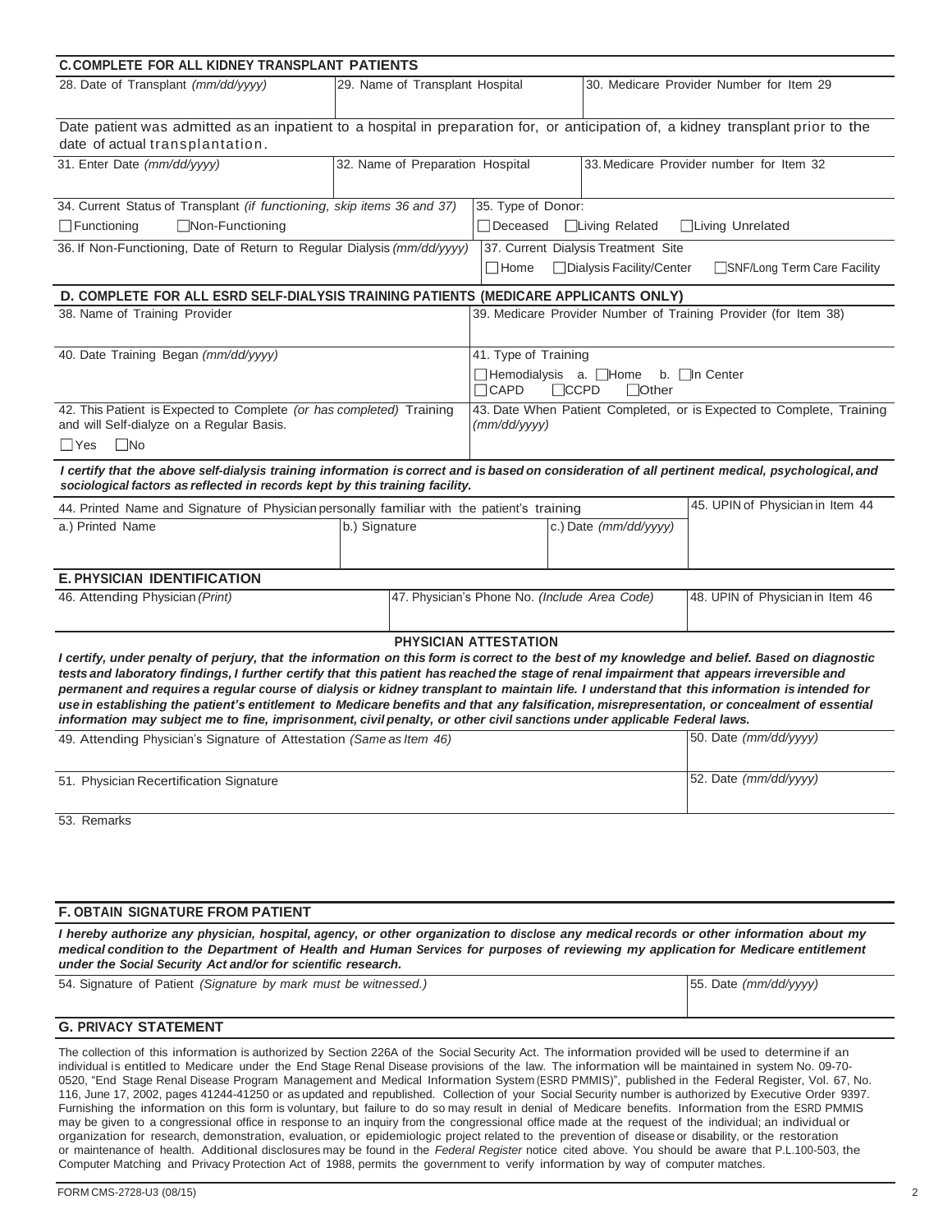## C. COMPLETE FOR ALL KIDNEY TRANSPLANT PATIENTS

| 28. Date of Transplant *(mm/dd/yyyy)* | 29. Name of Transplant Hospital | 30. Medicare Provider Number for Item 29 |
|---|---|---|
| | | |

Date patient was admitted as an inpatient to a hospital in preparation for, or anticipation of, a kidney transplant prior to the date of actual transplantation.

| 31. Enter Date *(mm/dd/yyyy)* | 32. Name of Preparation Hospital | 33. Medicare Provider number for Item 32 |
|---|---|---|
| | | |

| 34. Current Status of Transplant *(if functioning, skip items 36 and 37)* | 35. Type of Donor: |
|---|---|
| ☐ Functioning ☐ Non-Functioning | ☐ Deceased ☐ Living Related ☐ Living Unrelated |
| 36. If Non-Functioning, Date of Return to Regular Dialysis *(mm/dd/yyyy)* | 37. Current Dialysis Treatment Site |
| | ☐ Home ☐ Dialysis Facility/Center ☐ SNF/Long Term Care Facility |

## D. COMPLETE FOR ALL ESRD SELF-DIALYSIS TRAINING PATIENTS (MEDICARE APPLICANTS ONLY)

| 38. Name of Training Provider | 39. Medicare Provider Number of Training Provider (for Item 38) |
|---|---|
| 40. Date Training Began *(mm/dd/yyyy)* | 41. Type of Training<br>☐ Hemodialysis a. ☐ Home b. ☐ In Center<br>☐ CAPD ☐ CCPD ☐ Other |
| 42. This Patient is Expected to Complete *(or has completed)* Training and will Self-dialyze on a Regular Basis.<br>☐ Yes ☐ No | 43. Date When Patient Completed, or is Expected to Complete, Training *(mm/dd/yyyy)* |

***I certify that the above self-dialysis training information is correct and is based on consideration of all pertinent medical, psychological, and sociological factors as reflected in records kept by this training facility.***

| 44. Printed Name and Signature of Physician personally familiar with the patient's training | | | 45. UPIN of Physician in Item 44 |
|---|---|---|---|
| a.) Printed Name | b.) Signature | c.) Date *(mm/dd/yyyy)* | |

## E. PHYSICIAN IDENTIFICATION

| 46. Attending Physician *(Print)* | 47. Physician's Phone No. *(Include Area Code)* | 48. UPIN of Physician in Item 46 |
|---|---|---|
| | | |

### PHYSICIAN ATTESTATION

***I certify, under penalty of perjury, that the information on this form is correct to the best of my knowledge and belief. Based on diagnostic tests and laboratory findings, I further certify that this patient has reached the stage of renal impairment that appears irreversible and permanent and requires a regular course of dialysis or kidney transplant to maintain life. I understand that this information is intended for use in establishing the patient's entitlement to Medicare benefits and that any falsification, misrepresentation, or concealment of essential information may subject me to fine, imprisonment, civil penalty, or other civil sanctions under applicable Federal laws.***

| 49. Attending Physician's Signature of Attestation *(Same as Item 46)* | 50. Date *(mm/dd/yyyy)* |
|---|---|
| 51. Physician Recertification Signature | 52. Date *(mm/dd/yyyy)* |

53. Remarks

## F. OBTAIN SIGNATURE FROM PATIENT

***I hereby authorize any physician, hospital, agency, or other organization to disclose any medical records or other information about my medical condition to the Department of Health and Human Services for purposes of reviewing my application for Medicare entitlement under the Social Security Act and/or for scientific research.***

| 54. Signature of Patient *(Signature by mark must be witnessed.)* | 55. Date *(mm/dd/yyyy)* |
|---|---|
| | |

## G. PRIVACY STATEMENT

The collection of this information is authorized by Section 226A of the Social Security Act. The information provided will be used to determine if an individual is entitled to Medicare under the End Stage Renal Disease provisions of the law. The information will be maintained in system No. 09-70-0520, "End Stage Renal Disease Program Management and Medical Information System (ESRD PMMIS)", published in the Federal Register, Vol. 67, No. 116, June 17, 2002, pages 41244-41250 or as updated and republished. Collection of your Social Security number is authorized by Executive Order 9397. Furnishing the information on this form is voluntary, but failure to do so may result in denial of Medicare benefits. Information from the ESRD PMMIS may be given to a congressional office in response to an inquiry from the congressional office made at the request of the individual; an individual or organization for research, demonstration, evaluation, or epidemiologic project related to the prevention of disease or disability, or the restoration or maintenance of health. Additional disclosures may be found in the *Federal Register* notice cited above. You should be aware that P.L.100-503, the Computer Matching and Privacy Protection Act of 1988, permits the government to verify information by way of computer matches.

FORM CMS-2728-U3 (08/15)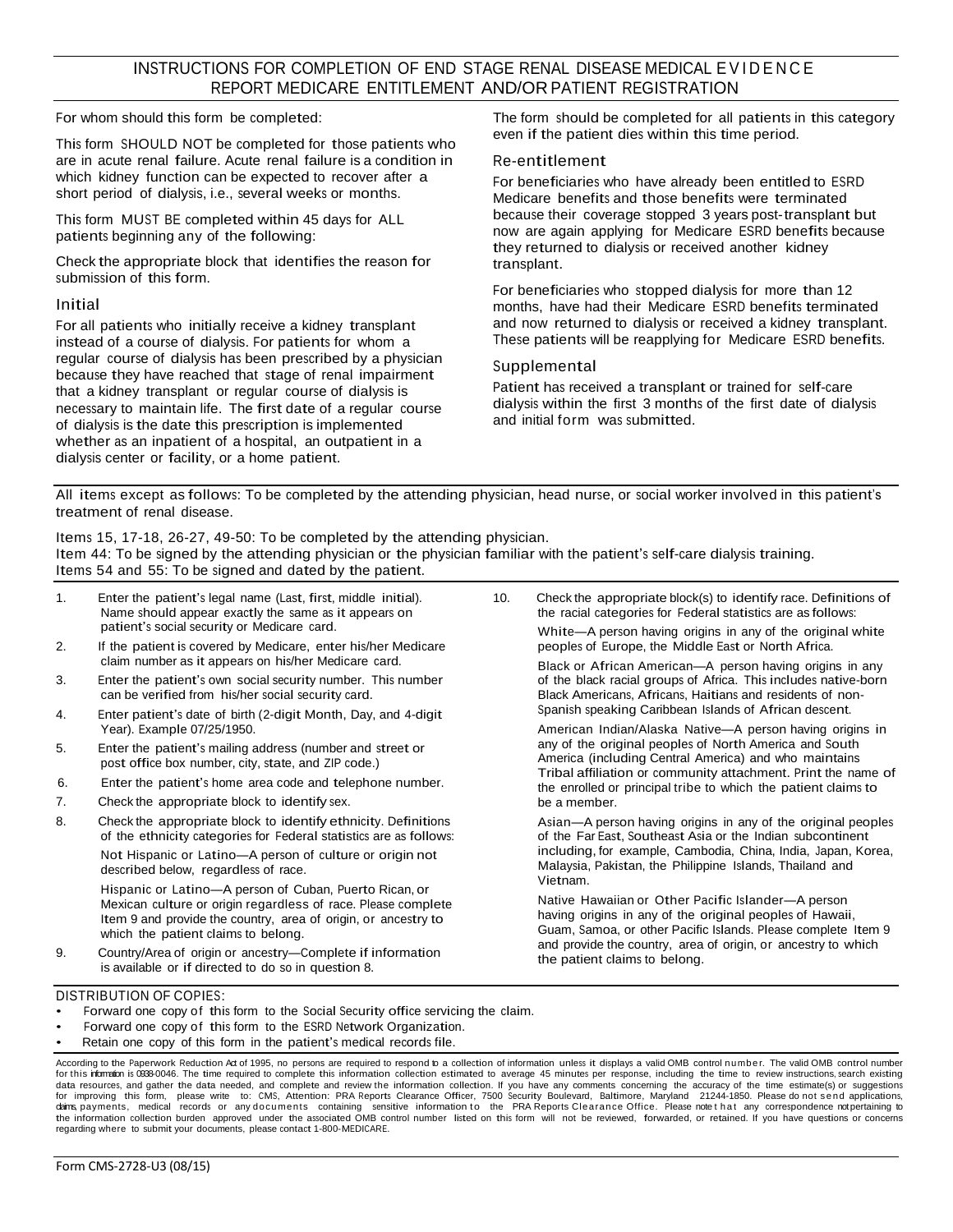# INSTRUCTIONS FOR COMPLETION OF END STAGE RENAL DISEASE MEDICAL EVIDENCE REPORT MEDICARE ENTITLEMENT AND/OR PATIENT REGISTRATION

For whom should this form be completed:

This form SHOULD NOT be completed for those patients who are in acute renal failure. Acute renal failure is a condition in which kidney function can be expected to recover after a short period of dialysis, i.e., several weeks or months.

This form MUST BE completed within 45 days for ALL patients beginning any of the following:

Check the appropriate block that identifies the reason for submission of this form.

### Initial

For all patients who initially receive a kidney transplant instead of a course of dialysis. For patients for whom a regular course of dialysis has been prescribed by a physician because they have reached that stage of renal impairment that a kidney transplant or regular course of dialysis is necessary to maintain life. The first date of a regular course of dialysis is the date this prescription is implemented whether as an inpatient of a hospital, an outpatient in a dialysis center or facility, or a home patient.

The form should be completed for all patients in this category even if the patient dies within this time period.

### Re-entitlement

For beneficiaries who have already been entitled to ESRD Medicare benefits and those benefits were terminated because their coverage stopped 3 years post-transplant but now are again applying for Medicare ESRD benefits because they returned to dialysis or received another kidney transplant.

For beneficiaries who stopped dialysis for more than 12 months, have had their Medicare ESRD benefits terminated and now returned to dialysis or received a kidney transplant. These patients will be reapplying for Medicare ESRD benefits.

### Supplemental

Patient has received a transplant or trained for self-care dialysis within the first 3 months of the first date of dialysis and initial form was submitted.

All items except as follows: To be completed by the attending physician, head nurse, or social worker involved in this patient's treatment of renal disease.

Items 15, 17-18, 26-27, 49-50: To be completed by the attending physician.
Item 44: To be signed by the attending physician or the physician familiar with the patient's self-care dialysis training.
Items 54 and 55: To be signed and dated by the patient.

1. Enter the patient's legal name (Last, first, middle initial). Name should appear exactly the same as it appears on patient's social security or Medicare card.
2. If the patient is covered by Medicare, enter his/her Medicare claim number as it appears on his/her Medicare card.
3. Enter the patient's own social security number. This number can be verified from his/her social security card.
4. Enter patient's date of birth (2-digit Month, Day, and 4-digit Year). Example 07/25/1950.
5. Enter the patient's mailing address (number and street or post office box number, city, state, and ZIP code.)
6. Enter the patient's home area code and telephone number.
7. Check the appropriate block to identify sex.
8. Check the appropriate block to identify ethnicity. Definitions of the ethnicity categories for Federal statistics are as follows:

   Not Hispanic or Latino—A person of culture or origin not described below, regardless of race.

   Hispanic or Latino—A person of Cuban, Puerto Rican, or Mexican culture or origin regardless of race. Please complete Item 9 and provide the country, area of origin, or ancestry to which the patient claims to belong.
9. Country/Area of origin or ancestry—Complete if information is available or if directed to do so in question 8.
10. Check the appropriate block(s) to identify race. Definitions of the racial categories for Federal statistics are as follows:

    White—A person having origins in any of the original white peoples of Europe, the Middle East or North Africa.

    Black or African American—A person having origins in any of the black racial groups of Africa. This includes native-born Black Americans, Africans, Haitians and residents of non-Spanish speaking Caribbean Islands of African descent.

    American Indian/Alaska Native—A person having origins in any of the original peoples of North America and South America (including Central America) and who maintains Tribal affiliation or community attachment. Print the name of the enrolled or principal tribe to which the patient claims to be a member.

    Asian—A person having origins in any of the original peoples of the Far East, Southeast Asia or the Indian subcontinent including, for example, Cambodia, China, India, Japan, Korea, Malaysia, Pakistan, the Philippine Islands, Thailand and Vietnam.

    Native Hawaiian or Other Pacific Islander—A person having origins in any of the original peoples of Hawaii, Guam, Samoa, or other Pacific Islands. Please complete Item 9 and provide the country, area of origin, or ancestry to which the patient claims to belong.

DISTRIBUTION OF COPIES:

- Forward one copy of this form to the Social Security office servicing the claim.
- Forward one copy of this form to the ESRD Network Organization.
- Retain one copy of this form in the patient's medical records file.

According to the Paperwork Reduction Act of 1995, no persons are required to respond to a collection of information unless it displays a valid OMB control number. The valid OMB control number for this information is 0938-0046. The time required to complete this information collection estimated to average 45 minutes per response, including the time to review instructions, search existing data resources, and gather the data needed, and complete and review the information collection. If you have any comments concerning the accuracy of the time estimate(s) or suggestions for improving this form, please write to: CMS, Attention: PRA Reports Clearance Officer, 7500 Security Boulevard, Baltimore, Maryland 21244-1850. Please do not send applications, claims, payments, medical records or any documents containing sensitive information to the PRA Reports Clearance Office. Please note that any correspondence not pertaining to the information collection burden approved under the associated OMB control number listed on this form will not be reviewed, forwarded, or retained. If you have questions or concerns regarding where to submit your documents, please contact 1-800-MEDICARE.

Form CMS-2728-U3 (08/15)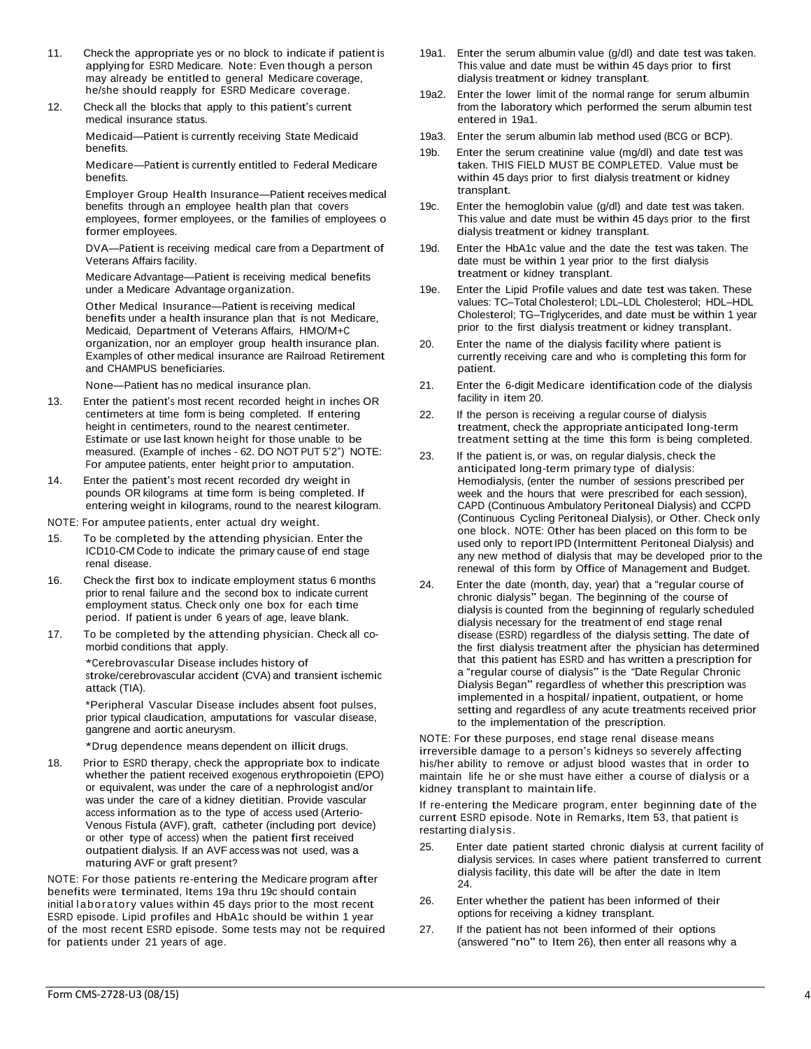11. Check the appropriate yes or no block to indicate if patient is applying for ESRD Medicare. Note: Even though a person may already be entitled to general Medicare coverage, he/she should reapply for ESRD Medicare coverage.

12. Check all the blocks that apply to this patient's current medical insurance status.

    Medicaid—Patient is currently receiving State Medicaid benefits.

    Medicare—Patient is currently entitled to Federal Medicare benefits.

    Employer Group Health Insurance—Patient receives medical benefits through an employee health plan that covers employees, former employees, or the families of employees o former employees.

    DVA—Patient is receiving medical care from a Department of Veterans Affairs facility.

    Medicare Advantage—Patient is receiving medical benefits under a Medicare Advantage organization.

    Other Medical Insurance—Patient is receiving medical benefits under a health insurance plan that is not Medicare, Medicaid, Department of Veterans Affairs, HMO/M+C organization, nor an employer group health insurance plan. Examples of other medical insurance are Railroad Retirement and CHAMPUS beneficiaries.

    None—Patient has no medical insurance plan.

13. Enter the patient's most recent recorded height in inches OR centimeters at time form is being completed. If entering height in centimeters, round to the nearest centimeter. Estimate or use last known height for those unable to be measured. (Example of inches - 62. DO NOT PUT 5'2") NOTE: For amputee patients, enter height prior to amputation.

14. Enter the patient's most recent recorded dry weight in pounds OR kilograms at time form is being completed. If entering weight in kilograms, round to the nearest kilogram.

NOTE: For amputee patients, enter actual dry weight.

15. To be completed by the attending physician. Enter the ICD10-CM Code to indicate the primary cause of end stage renal disease.

16. Check the first box to indicate employment status 6 months prior to renal failure and the second box to indicate current employment status. Check only one box for each time period. If patient is under 6 years of age, leave blank.

17. To be completed by the attending physician. Check all co-morbid conditions that apply.

    *Cerebrovascular Disease includes history of stroke/cerebrovascular accident (CVA) and transient ischemic attack (TIA).

    *Peripheral Vascular Disease includes absent foot pulses, prior typical claudication, amputations for vascular disease, gangrene and aortic aneurysm.

    *Drug dependence means dependent on illicit drugs.

18. Prior to ESRD therapy, check the appropriate box to indicate whether the patient received exogenous erythropoietin (EPO) or equivalent, was under the care of a nephrologist and/or was under the care of a kidney dietitian. Provide vascular access information as to the type of access used (Arterio-Venous Fistula (AVF), graft, catheter (including port device) or other type of access) when the patient first received outpatient dialysis. If an AVF access was not used, was a maturing AVF or graft present?

NOTE: For those patients re-entering the Medicare program after benefits were terminated, Items 19a thru 19c should contain initial laboratory values within 45 days prior to the most recent ESRD episode. Lipid profiles and HbA1c should be within 1 year of the most recent ESRD episode. Some tests may not be required for patients under 21 years of age.

19a1. Enter the serum albumin value (g/dl) and date test was taken. This value and date must be within 45 days prior to first dialysis treatment or kidney transplant.

19a2. Enter the lower limit of the normal range for serum albumin from the laboratory which performed the serum albumin test entered in 19a1.

19a3. Enter the serum albumin lab method used (BCG or BCP).

19b. Enter the serum creatinine value (mg/dl) and date test was taken. THIS FIELD MUST BE COMPLETED. Value must be within 45 days prior to first dialysis treatment or kidney transplant.

19c. Enter the hemoglobin value (g/dl) and date test was taken. This value and date must be within 45 days prior to the first dialysis treatment or kidney transplant.

19d. Enter the HbA1c value and the date the test was taken. The date must be within 1 year prior to the first dialysis treatment or kidney transplant.

19e. Enter the Lipid Profile values and date test was taken. These values: TC–Total Cholesterol; LDL–LDL Cholesterol; HDL–HDL Cholesterol; TG–Triglycerides, and date must be within 1 year prior to the first dialysis treatment or kidney transplant.

20. Enter the name of the dialysis facility where patient is currently receiving care and who is completing this form for patient.

21. Enter the 6-digit Medicare identification code of the dialysis facility in item 20.

22. If the person is receiving a regular course of dialysis treatment, check the appropriate anticipated long-term treatment setting at the time this form is being completed.

23. If the patient is, or was, on regular dialysis, check the anticipated long-term primary type of dialysis: Hemodialysis, (enter the number of sessions prescribed per week and the hours that were prescribed for each session), CAPD (Continuous Ambulatory Peritoneal Dialysis) and CCPD (Continuous Cycling Peritoneal Dialysis), or Other. Check only one block. NOTE: Other has been placed on this form to be used only to report IPD (Intermittent Peritoneal Dialysis) and any new method of dialysis that may be developed prior to the renewal of this form by Office of Management and Budget.

24. Enter the date (month, day, year) that a "regular course of chronic dialysis" began. The beginning of the course of dialysis is counted from the beginning of regularly scheduled dialysis necessary for the treatment of end stage renal disease (ESRD) regardless of the dialysis setting. The date of the first dialysis treatment after the physician has determined that this patient has ESRD and has written a prescription for a "regular course of dialysis" is the "Date Regular Chronic Dialysis Began" regardless of whether this prescription was implemented in a hospital/ inpatient, outpatient, or home setting and regardless of any acute treatments received prior to the implementation of the prescription.

NOTE: For these purposes, end stage renal disease means irreversible damage to a person's kidneys so severely affecting his/her ability to remove or adjust blood wastes that in order to maintain life he or she must have either a course of dialysis or a kidney transplant to maintain life.

If re-entering the Medicare program, enter beginning date of the current ESRD episode. Note in Remarks, Item 53, that patient is restarting dialysis.

25. Enter date patient started chronic dialysis at current facility of dialysis services. In cases where patient transferred to current dialysis facility, this date will be after the date in Item 24.

26. Enter whether the patient has been informed of their options for receiving a kidney transplant.

27. If the patient has not been informed of their options (answered "no" to Item 26), then enter all reasons why a

Form CMS-2728-U3 (08/15)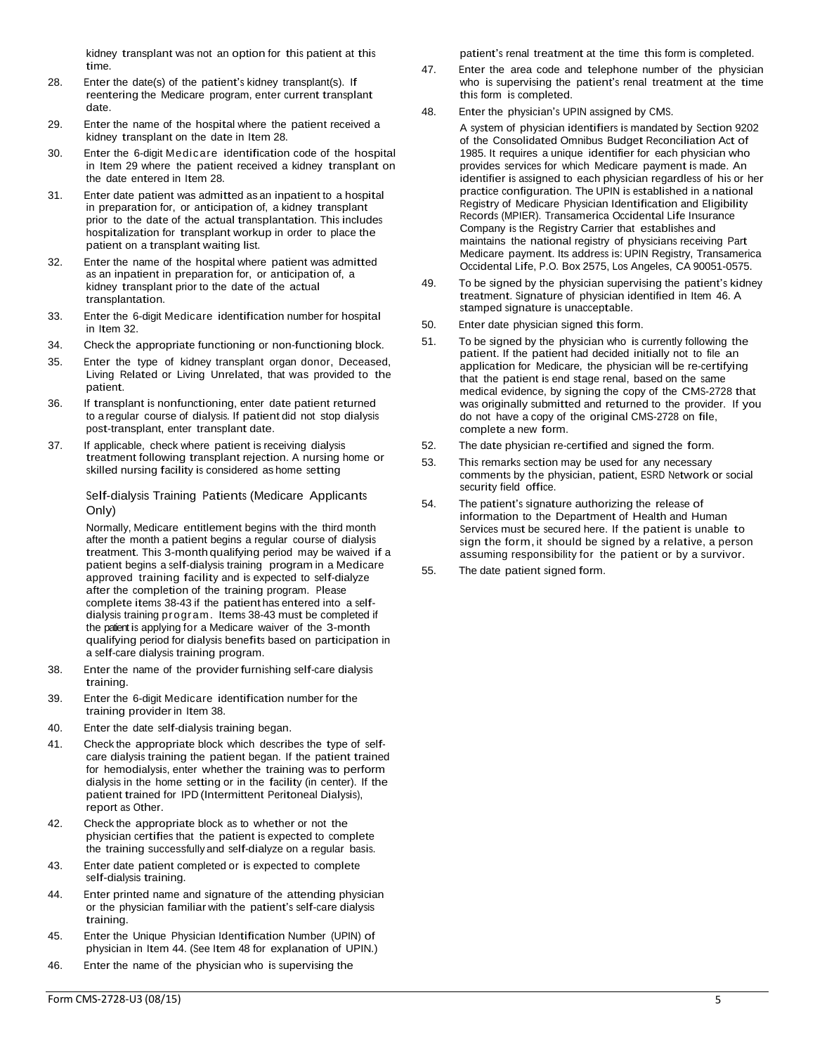kidney transplant was not an option for this patient at this time.

28. Enter the date(s) of the patient's kidney transplant(s). If reentering the Medicare program, enter current transplant date.

29. Enter the name of the hospital where the patient received a kidney transplant on the date in Item 28.

30. Enter the 6-digit Medicare identification code of the hospital in Item 29 where the patient received a kidney transplant on the date entered in Item 28.

31. Enter date patient was admitted as an inpatient to a hospital in preparation for, or anticipation of, a kidney transplant prior to the date of the actual transplantation. This includes hospitalization for transplant workup in order to place the patient on a transplant waiting list.

32. Enter the name of the hospital where patient was admitted as an inpatient in preparation for, or anticipation of, a kidney transplant prior to the date of the actual transplantation.

33. Enter the 6-digit Medicare identification number for hospital in Item 32.

34. Check the appropriate functioning or non-functioning block.

35. Enter the type of kidney transplant organ donor, Deceased, Living Related or Living Unrelated, that was provided to the patient.

36. If transplant is nonfunctioning, enter date patient returned to a regular course of dialysis. If patient did not stop dialysis post-transplant, enter transplant date.

37. If applicable, check where patient is receiving dialysis treatment following transplant rejection. A nursing home or skilled nursing facility is considered as home setting

### Self-dialysis Training Patients (Medicare Applicants Only)

Normally, Medicare entitlement begins with the third month after the month a patient begins a regular course of dialysis treatment. This 3-month qualifying period may be waived if a patient begins a self-dialysis training program in a Medicare approved training facility and is expected to self-dialyze after the completion of the training program. Please complete items 38-43 if the patient has entered into a self-dialysis training program. Items 38-43 must be completed if the patient is applying for a Medicare waiver of the 3-month qualifying period for dialysis benefits based on participation in a self-care dialysis training program.

38. Enter the name of the provider furnishing self-care dialysis training.

39. Enter the 6-digit Medicare identification number for the training provider in Item 38.

40. Enter the date self-dialysis training began.

41. Check the appropriate block which describes the type of self-care dialysis training the patient began. If the patient trained for hemodialysis, enter whether the training was to perform dialysis in the home setting or in the facility (in center). If the patient trained for IPD (Intermittent Peritoneal Dialysis), report as Other.

42. Check the appropriate block as to whether or not the physician certifies that the patient is expected to complete the training successfully and self-dialyze on a regular basis.

43. Enter date patient completed or is expected to complete self-dialysis training.

44. Enter printed name and signature of the attending physician or the physician familiar with the patient's self-care dialysis training.

45. Enter the Unique Physician Identification Number (UPIN) of physician in Item 44. (See Item 48 for explanation of UPIN.)

46. Enter the name of the physician who is supervising the patient's renal treatment at the time this form is completed.

47. Enter the area code and telephone number of the physician who is supervising the patient's renal treatment at the time this form is completed.

48. Enter the physician's UPIN assigned by CMS.

    A system of physician identifiers is mandated by Section 9202 of the Consolidated Omnibus Budget Reconciliation Act of 1985. It requires a unique identifier for each physician who provides services for which Medicare payment is made. An identifier is assigned to each physician regardless of his or her practice configuration. The UPIN is established in a national Registry of Medicare Physician Identification and Eligibility Records (MPIER). Transamerica Occidental Life Insurance Company is the Registry Carrier that establishes and maintains the national registry of physicians receiving Part Medicare payment. Its address is: UPIN Registry, Transamerica Occidental Life, P.O. Box 2575, Los Angeles, CA 90051-0575.

49. To be signed by the physician supervising the patient's kidney treatment. Signature of physician identified in Item 46. A stamped signature is unacceptable.

50. Enter date physician signed this form.

51. To be signed by the physician who is currently following the patient. If the patient had decided initially not to file an application for Medicare, the physician will be re-certifying that the patient is end stage renal, based on the same medical evidence, by signing the copy of the CMS-2728 that was originally submitted and returned to the provider. If you do not have a copy of the original CMS-2728 on file, complete a new form.

52. The date physician re-certified and signed the form.

53. This remarks section may be used for any necessary comments by the physician, patient, ESRD Network or social security field office.

54. The patient's signature authorizing the release of information to the Department of Health and Human Services must be secured here. If the patient is unable to sign the form, it should be signed by a relative, a person assuming responsibility for the patient or by a survivor.

55. The date patient signed form.